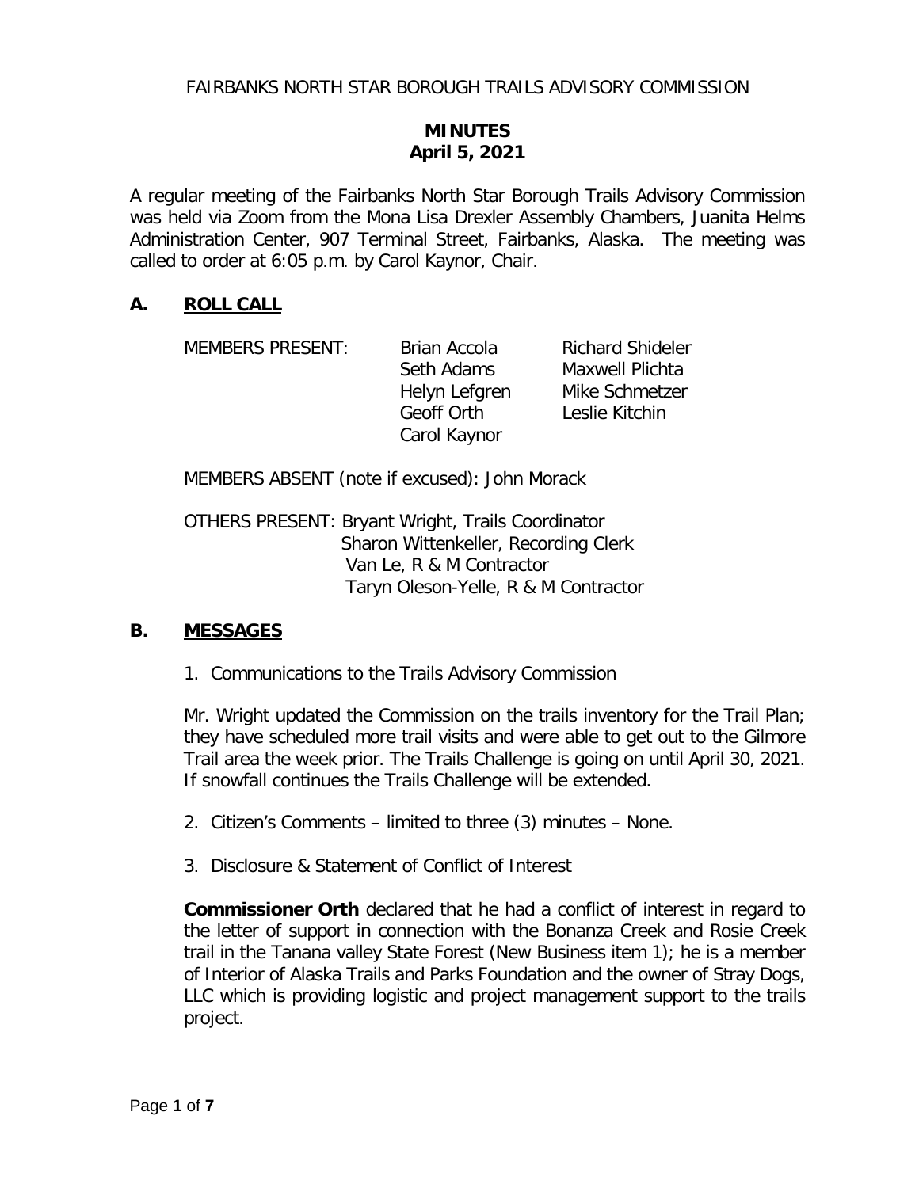FAIRBANKS NORTH STAR BOROUGH TRAILS ADVISORY COMMISSION

# MINUTES
## April 5, 2021

A regular meeting of the Fairbanks North Star Borough Trails Advisory Commission was held via Zoom from the Mona Lisa Drexler Assembly Chambers, Juanita Helms Administration Center, 907 Terminal Street, Fairbanks, Alaska. The meeting was called to order at 6:05 p.m. by Carol Kaynor, Chair.

## A. ROLL CALL

MEMBERS PRESENT:
- Brian Accola
- Seth Adams
- Helyn Lefgren
- Geoff Orth
- Carol Kaynor
- Richard Shideler
- Maxwell Plichta
- Mike Schmetzer
- Leslie Kitchin

MEMBERS ABSENT (note if excused): John Morack

OTHERS PRESENT:
- Bryant Wright, Trails Coordinator
- Sharon Wittenkeller, Recording Clerk
- Van Le, R & M Contractor
- Taryn Oleson-Yelle, R & M Contractor

## B. MESSAGES

1. Communications to the Trails Advisory Commission

Mr. Wright updated the Commission on the trails inventory for the Trail Plan; they have scheduled more trail visits and were able to get out to the Gilmore Trail area the week prior. The Trails Challenge is going on until April 30, 2021. If snowfall continues the Trails Challenge will be extended.

2. Citizen's Comments – limited to three (3) minutes – None.

3. Disclosure & Statement of Conflict of Interest

**Commissioner Orth** declared that he had a conflict of interest in regard to the letter of support in connection with the Bonanza Creek and Rosie Creek trail in the Tanana valley State Forest (New Business item 1); he is a member of Interior of Alaska Trails and Parks Foundation and the owner of Stray Dogs, LLC which is providing logistic and project management support to the trails project.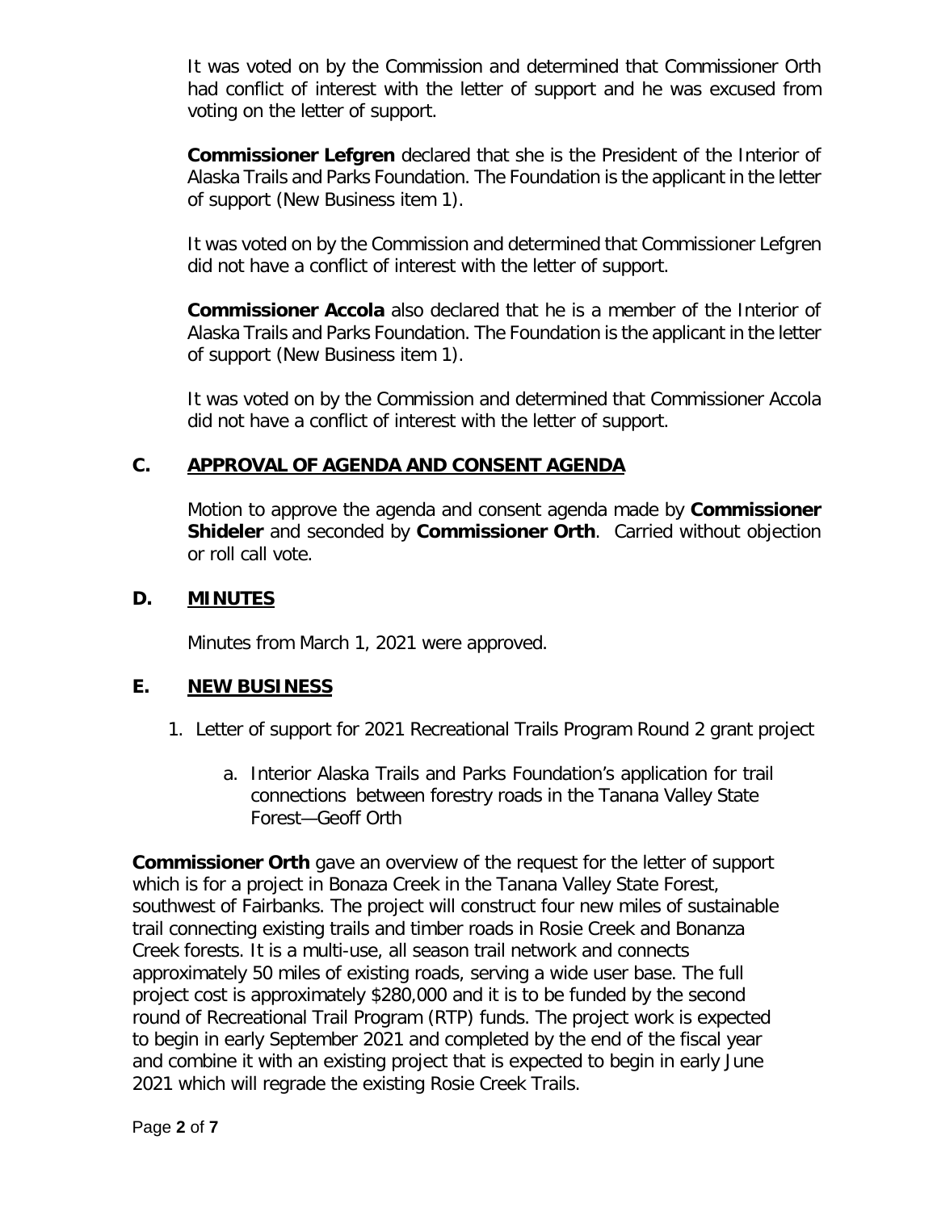It was voted on by the Commission and determined that Commissioner Orth had conflict of interest with the letter of support and he was excused from voting on the letter of support.

**Commissioner Lefgren** declared that she is the President of the Interior of Alaska Trails and Parks Foundation. The Foundation is the applicant in the letter of support (New Business item 1).

It was voted on by the Commission and determined that Commissioner Lefgren did not have a conflict of interest with the letter of support.

**Commissioner Accola** also declared that he is a member of the Interior of Alaska Trails and Parks Foundation. The Foundation is the applicant in the letter of support (New Business item 1).

It was voted on by the Commission and determined that Commissioner Accola did not have a conflict of interest with the letter of support.

## C. APPROVAL OF AGENDA AND CONSENT AGENDA

Motion to approve the agenda and consent agenda made by **Commissioner Shideler** and seconded by **Commissioner Orth**. Carried without objection or roll call vote.

## D. MINUTES

Minutes from March 1, 2021 were approved.

## E. NEW BUSINESS

1. Letter of support for 2021 Recreational Trails Program Round 2 grant project
    a. Interior Alaska Trails and Parks Foundation's application for trail connections between forestry roads in the Tanana Valley State Forest—Geoff Orth

**Commissioner Orth** gave an overview of the request for the letter of support which is for a project in Bonaza Creek in the Tanana Valley State Forest, southwest of Fairbanks. The project will construct four new miles of sustainable trail connecting existing trails and timber roads in Rosie Creek and Bonanza Creek forests. It is a multi-use, all season trail network and connects approximately 50 miles of existing roads, serving a wide user base. The full project cost is approximately $280,000 and it is to be funded by the second round of Recreational Trail Program (RTP) funds. The project work is expected to begin in early September 2021 and completed by the end of the fiscal year and combine it with an existing project that is expected to begin in early June 2021 which will regrade the existing Rosie Creek Trails.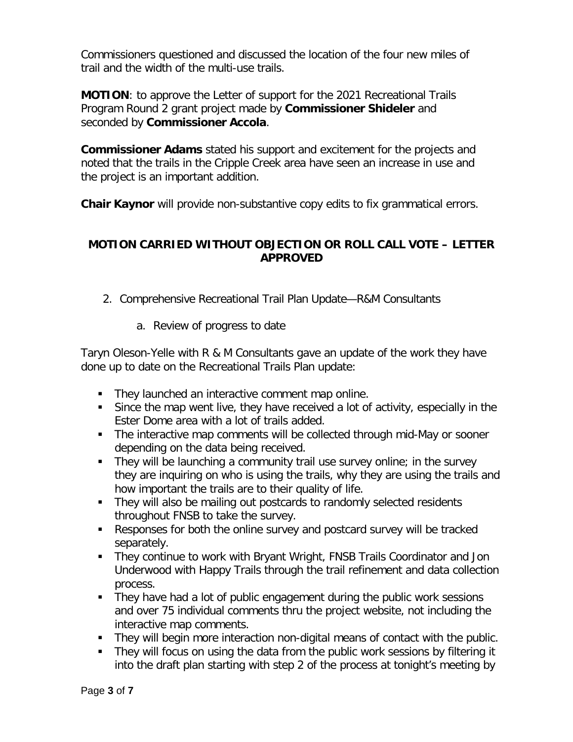Commissioners questioned and discussed the location of the four new miles of trail and the width of the multi-use trails.

**MOTION**: to approve the Letter of support for the 2021 Recreational Trails Program Round 2 grant project made by **Commissioner Shideler** and seconded by **Commissioner Accola**.

**Commissioner Adams** stated his support and excitement for the projects and noted that the trails in the Cripple Creek area have seen an increase in use and the project is an important addition.

**Chair Kaynor** will provide non-substantive copy edits to fix grammatical errors.

**MOTION CARRIED WITHOUT OBJECTION OR ROLL CALL VOTE – LETTER APPROVED**

2. Comprehensive Recreational Trail Plan Update—R&M Consultants

    a. Review of progress to date

Taryn Oleson-Yelle with R & M Consultants gave an update of the work they have done up to date on the Recreational Trails Plan update:

- They launched an interactive comment map online.
- Since the map went live, they have received a lot of activity, especially in the Ester Dome area with a lot of trails added.
- The interactive map comments will be collected through mid-May or sooner depending on the data being received.
- They will be launching a community trail use survey online; in the survey they are inquiring on who is using the trails, why they are using the trails and how important the trails are to their quality of life.
- They will also be mailing out postcards to randomly selected residents throughout FNSB to take the survey.
- Responses for both the online survey and postcard survey will be tracked separately.
- They continue to work with Bryant Wright, FNSB Trails Coordinator and Jon Underwood with Happy Trails through the trail refinement and data collection process.
- They have had a lot of public engagement during the public work sessions and over 75 individual comments thru the project website, not including the interactive map comments.
- They will begin more interaction non-digital means of contact with the public.
- They will focus on using the data from the public work sessions by filtering it into the draft plan starting with step 2 of the process at tonight's meeting by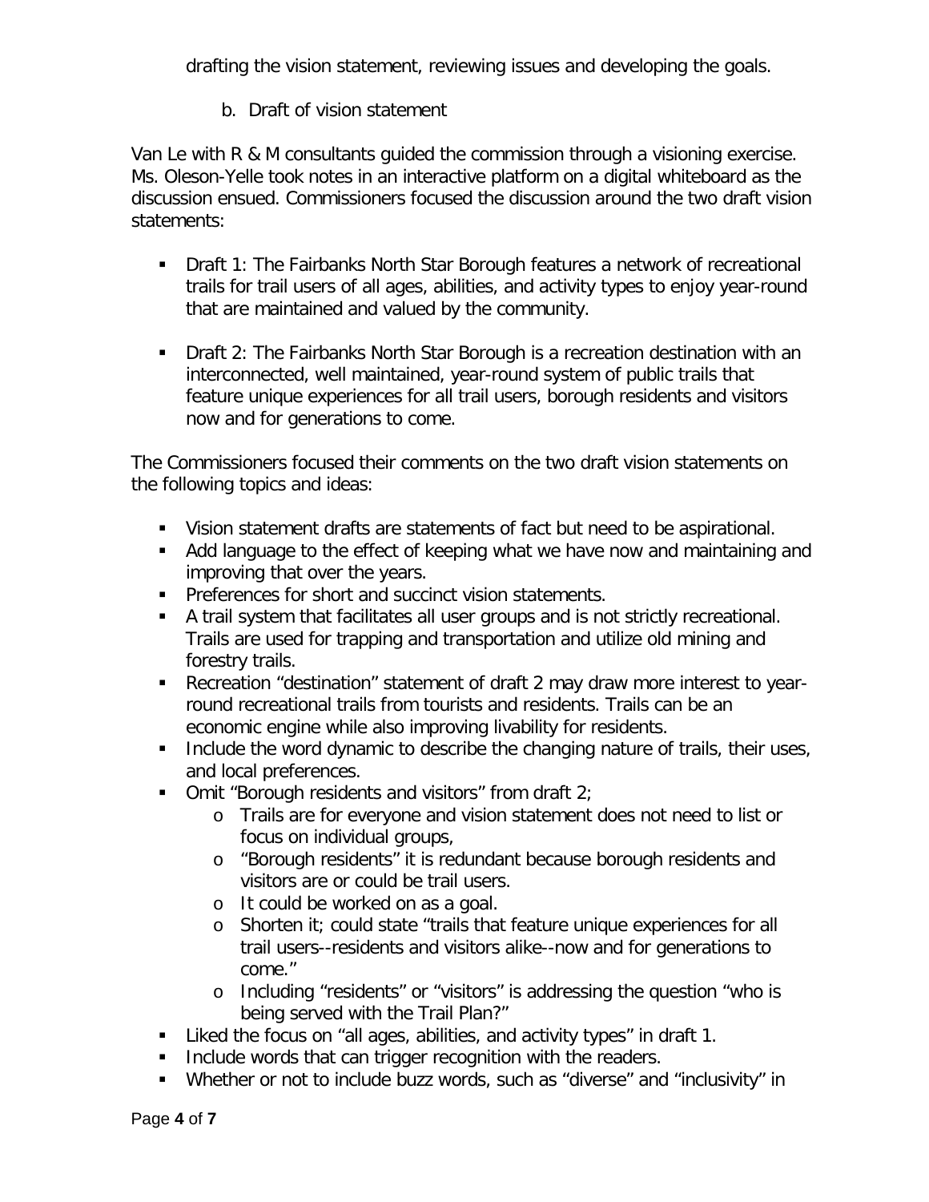drafting the vision statement, reviewing issues and developing the goals.

b. Draft of vision statement

Van Le with R & M consultants guided the commission through a visioning exercise. Ms. Oleson-Yelle took notes in an interactive platform on a digital whiteboard as the discussion ensued. Commissioners focused the discussion around the two draft vision statements:

- Draft 1: The Fairbanks North Star Borough features a network of recreational trails for trail users of all ages, abilities, and activity types to enjoy year-round that are maintained and valued by the community.
- Draft 2: The Fairbanks North Star Borough is a recreation destination with an interconnected, well maintained, year-round system of public trails that feature unique experiences for all trail users, borough residents and visitors now and for generations to come.

The Commissioners focused their comments on the two draft vision statements on the following topics and ideas:

- Vision statement drafts are statements of fact but need to be aspirational.
- Add language to the effect of keeping what we have now and maintaining and improving that over the years.
- Preferences for short and succinct vision statements.
- A trail system that facilitates all user groups and is not strictly recreational. Trails are used for trapping and transportation and utilize old mining and forestry trails.
- Recreation "destination" statement of draft 2 may draw more interest to year-round recreational trails from tourists and residents. Trails can be an economic engine while also improving livability for residents.
- Include the word dynamic to describe the changing nature of trails, their uses, and local preferences.
- Omit "Borough residents and visitors" from draft 2;
  - Trails are for everyone and vision statement does not need to list or focus on individual groups,
  - "Borough residents" it is redundant because borough residents and visitors are or could be trail users.
  - It could be worked on as a goal.
  - Shorten it; could state "trails that feature unique experiences for all trail users--residents and visitors alike--now and for generations to come."
  - Including "residents" or "visitors" is addressing the question "who is being served with the Trail Plan?"
- Liked the focus on "all ages, abilities, and activity types" in draft 1.
- Include words that can trigger recognition with the readers.
- Whether or not to include buzz words, such as "diverse" and "inclusivity" in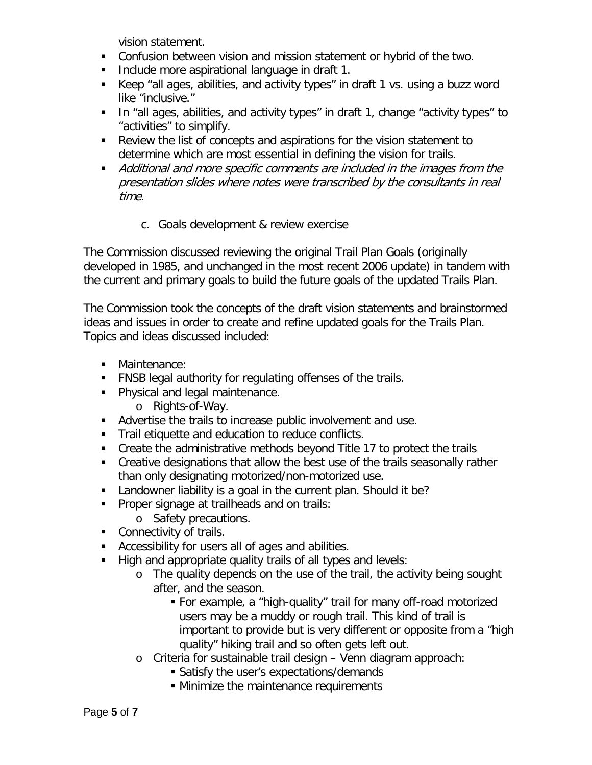vision statement.

- Confusion between vision and mission statement or hybrid of the two.
- Include more aspirational language in draft 1.
- Keep "all ages, abilities, and activity types" in draft 1 vs. using a buzz word like "inclusive."
- In "all ages, abilities, and activity types" in draft 1, change "activity types" to "activities" to simplify.
- Review the list of concepts and aspirations for the vision statement to determine which are most essential in defining the vision for trails.
- *Additional and more specific comments are included in the images from the presentation slides where notes were transcribed by the consultants in real time.*

c. Goals development & review exercise

The Commission discussed reviewing the original Trail Plan Goals (originally developed in 1985, and unchanged in the most recent 2006 update) in tandem with the current and primary goals to build the future goals of the updated Trails Plan.

The Commission took the concepts of the draft vision statements and brainstormed ideas and issues in order to create and refine updated goals for the Trails Plan. Topics and ideas discussed included:

- Maintenance:
- FNSB legal authority for regulating offenses of the trails.
- Physical and legal maintenance.
  - Rights-of-Way.
- Advertise the trails to increase public involvement and use.
- Trail etiquette and education to reduce conflicts.
- Create the administrative methods beyond Title 17 to protect the trails
- Creative designations that allow the best use of the trails seasonally rather than only designating motorized/non-motorized use.
- Landowner liability is a goal in the current plan. Should it be?
- Proper signage at trailheads and on trails:
  - Safety precautions.
- Connectivity of trails.
- Accessibility for users all of ages and abilities.
- High and appropriate quality trails of all types and levels:
  - The quality depends on the use of the trail, the activity being sought after, and the season.
    - For example, a "high-quality" trail for many off-road motorized users may be a muddy or rough trail. This kind of trail is important to provide but is very different or opposite from a "high quality" hiking trail and so often gets left out.
  - Criteria for sustainable trail design – Venn diagram approach:
    - Satisfy the user's expectations/demands
    - Minimize the maintenance requirements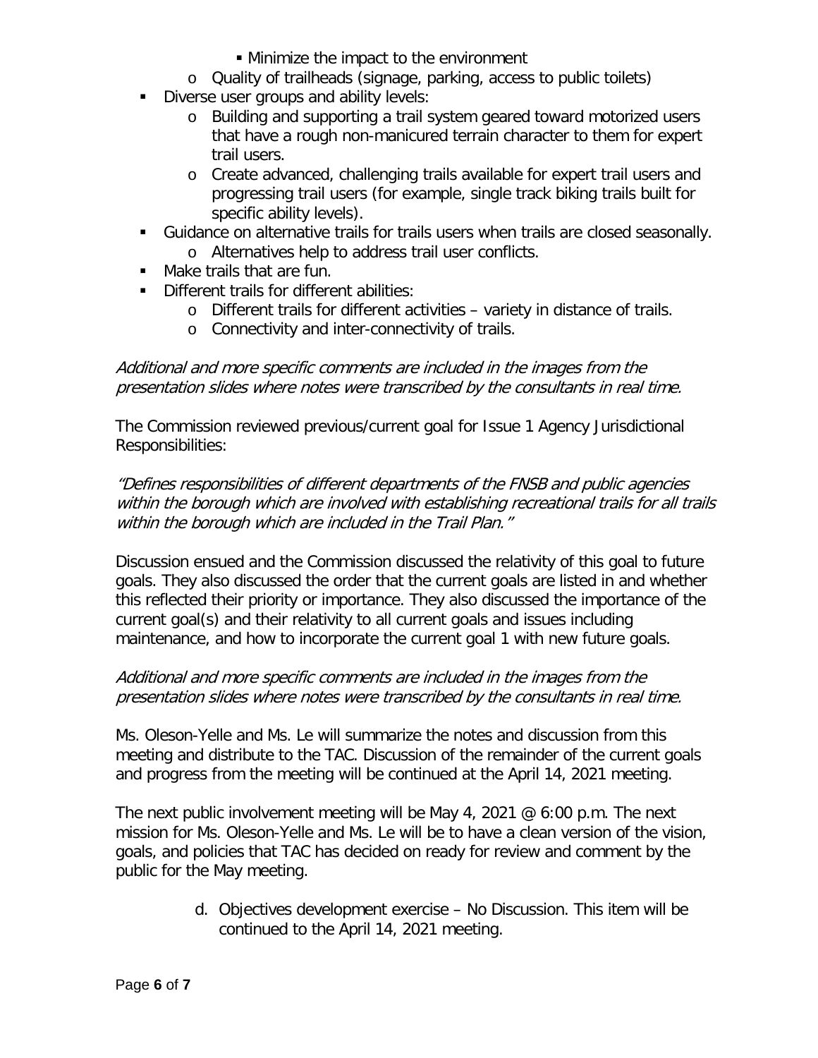- Minimize the impact to the environment
    - Quality of trailheads (signage, parking, access to public toilets)
- Diverse user groups and ability levels:
    - Building and supporting a trail system geared toward motorized users that have a rough non-manicured terrain character to them for expert trail users.
    - Create advanced, challenging trails available for expert trail users and progressing trail users (for example, single track biking trails built for specific ability levels).
- Guidance on alternative trails for trails users when trails are closed seasonally.
    - Alternatives help to address trail user conflicts.
- Make trails that are fun.
- Different trails for different abilities:
    - Different trails for different activities – variety in distance of trails.
    - Connectivity and inter-connectivity of trails.

*Additional and more specific comments are included in the images from the presentation slides where notes were transcribed by the consultants in real time.*

The Commission reviewed previous/current goal for Issue 1 Agency Jurisdictional Responsibilities:

*"Defines responsibilities of different departments of the FNSB and public agencies within the borough which are involved with establishing recreational trails for all trails within the borough which are included in the Trail Plan."*

Discussion ensued and the Commission discussed the relativity of this goal to future goals. They also discussed the order that the current goals are listed in and whether this reflected their priority or importance. They also discussed the importance of the current goal(s) and their relativity to all current goals and issues including maintenance, and how to incorporate the current goal 1 with new future goals.

*Additional and more specific comments are included in the images from the presentation slides where notes were transcribed by the consultants in real time.*

Ms. Oleson-Yelle and Ms. Le will summarize the notes and discussion from this meeting and distribute to the TAC. Discussion of the remainder of the current goals and progress from the meeting will be continued at the April 14, 2021 meeting.

The next public involvement meeting will be May 4, 2021 @ 6:00 p.m. The next mission for Ms. Oleson-Yelle and Ms. Le will be to have a clean version of the vision, goals, and policies that TAC has decided on ready for review and comment by the public for the May meeting.

d. Objectives development exercise – No Discussion. This item will be continued to the April 14, 2021 meeting.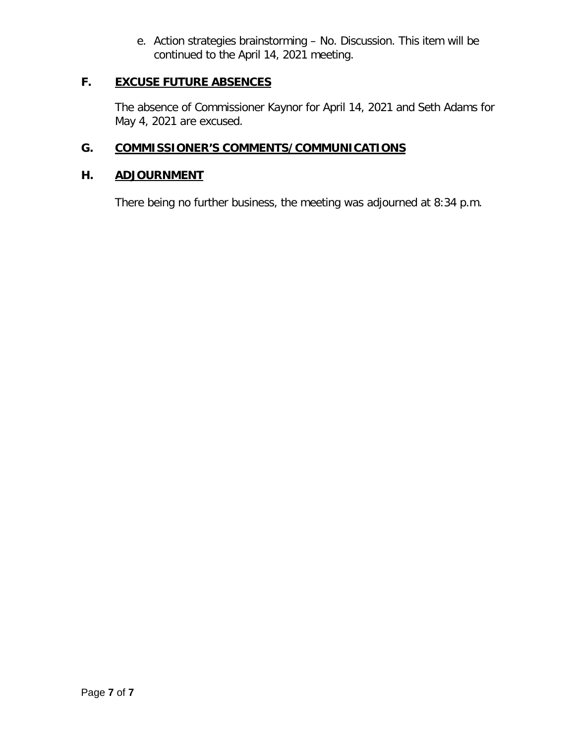e. Action strategies brainstorming – No. Discussion. This item will be continued to the April 14, 2021 meeting.

## F. EXCUSE FUTURE ABSENCES

The absence of Commissioner Kaynor for April 14, 2021 and Seth Adams for May 4, 2021 are excused.

## G. COMMISSIONER'S COMMENTS/COMMUNICATIONS

## H. ADJOURNMENT

There being no further business, the meeting was adjourned at 8:34 p.m.